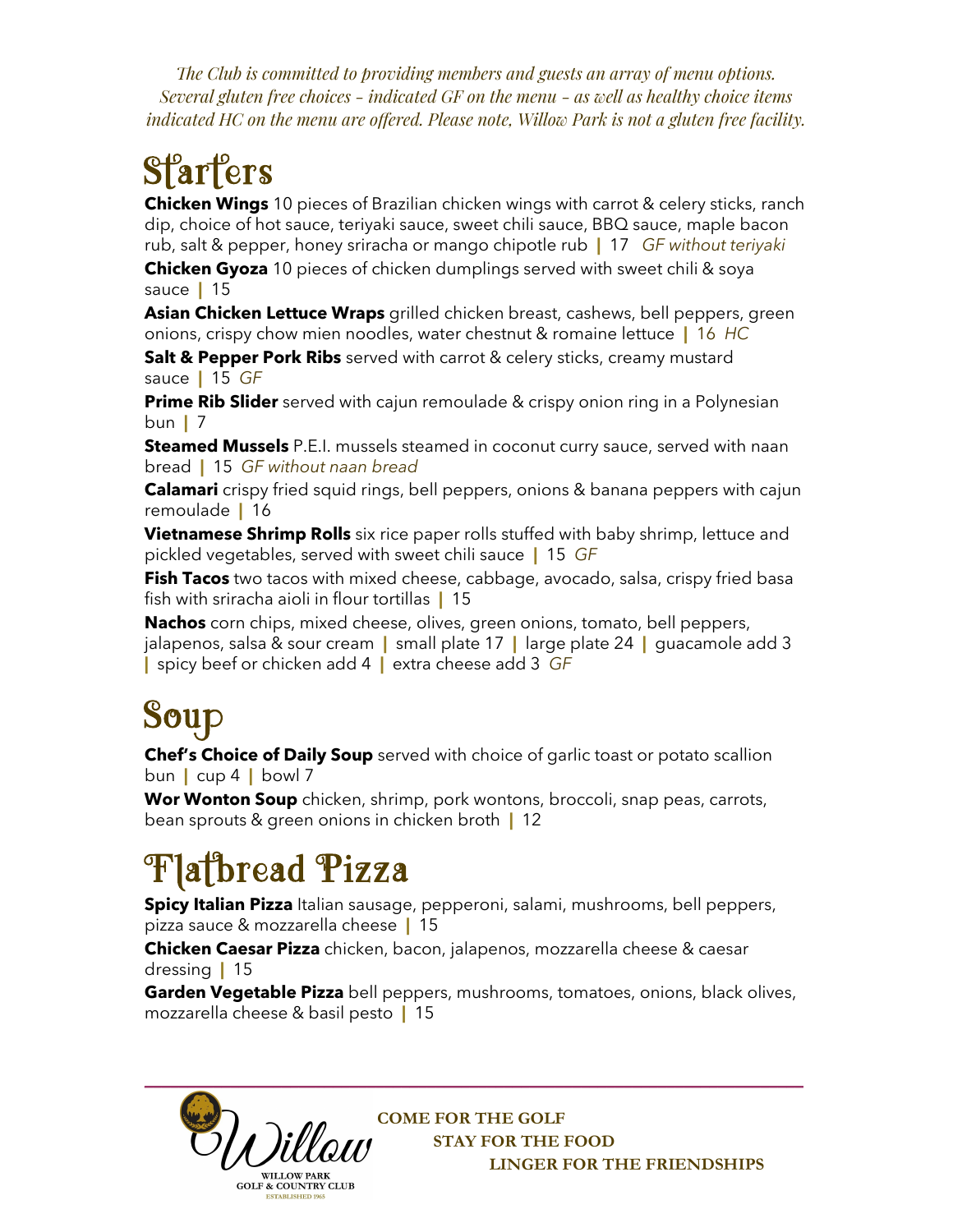*The Club is committed to providing members and guests an array of menu options. Several gluten free choices – indicated GF on the menu – as well as healthy choice items indicated HC on the menu are offered. Please note, Willow Park is not a gluten free facility.*

# Starters

**Chicken Wings** 10 pieces of Brazilian chicken wings with carrot & celery sticks, ranch dip, choice of hot sauce, teriyaki sauce, sweet chili sauce, BBQ sauce, maple bacon rub, salt & pepper, honey sriracha or mango chipotle rub | 17 *GF without teriyaki*

**Chicken Gyoza** 10 pieces of chicken dumplings served with sweet chili & soya sauce | 15

**Asian Chicken Lettuce Wraps** grilled chicken breast, cashews, bell peppers, green onions, crispy chow mien noodles, water chestnut & romaine lettuce | 16 *HC*

**Salt & Pepper Pork Ribs** served with carrot & celery sticks, creamy mustard sauce | 15 *GF*

**Prime Rib Slider** served with cajun remoulade & crispy onion ring in a Polynesian bun | 7

**Steamed Mussels** P.E.I. mussels steamed in coconut curry sauce, served with naan bread | 15 *GF without naan bread*

**Calamari** crispy fried squid rings, bell peppers, onions & banana peppers with cajun remoulade | 16

**Vietnamese Shrimp Rolls** six rice paper rolls stuffed with baby shrimp, lettuce and pickled vegetables, served with sweet chili sauce | 15 *GF*

**Fish Tacos** two tacos with mixed cheese, cabbage, avocado, salsa, crispy fried basa fish with sriracha aioli in flour tortillas | 15

**Nachos** corn chips, mixed cheese, olives, green onions, tomato, bell peppers, jalapenos, salsa & sour cream | small plate 17 | large plate 24 | guacamole add 3 | spicy beef or chicken add 4 | extra cheese add 3 *GF*

# Soup

**Chef's Choice of Daily Soup** served with choice of garlic toast or potato scallion bun | cup 4 | bowl 7

**Wor Wonton Soup** chicken, shrimp, pork wontons, broccoli, snap peas, carrots, bean sprouts & green onions in chicken broth | 12

# Flatbread Pizza

**Spicy Italian Pizza** Italian sausage, pepperoni, salami, mushrooms, bell peppers, pizza sauce & mozzarella cheese | 15

**Chicken Caesar Pizza** chicken, bacon, jalapenos, mozzarella cheese & caesar dressing | 15

**Garden Vegetable Pizza** bell peppers, mushrooms, tomatoes, onions, black olives, mozzarella cheese & basil pesto | 15

Willow
WILLOW PARK GOLF & COUNTRY CLUB
ESTABLISHED 1965

**COME FOR THE GOLF**
**STAY FOR THE FOOD**
**LINGER FOR THE FRIENDSHIPS**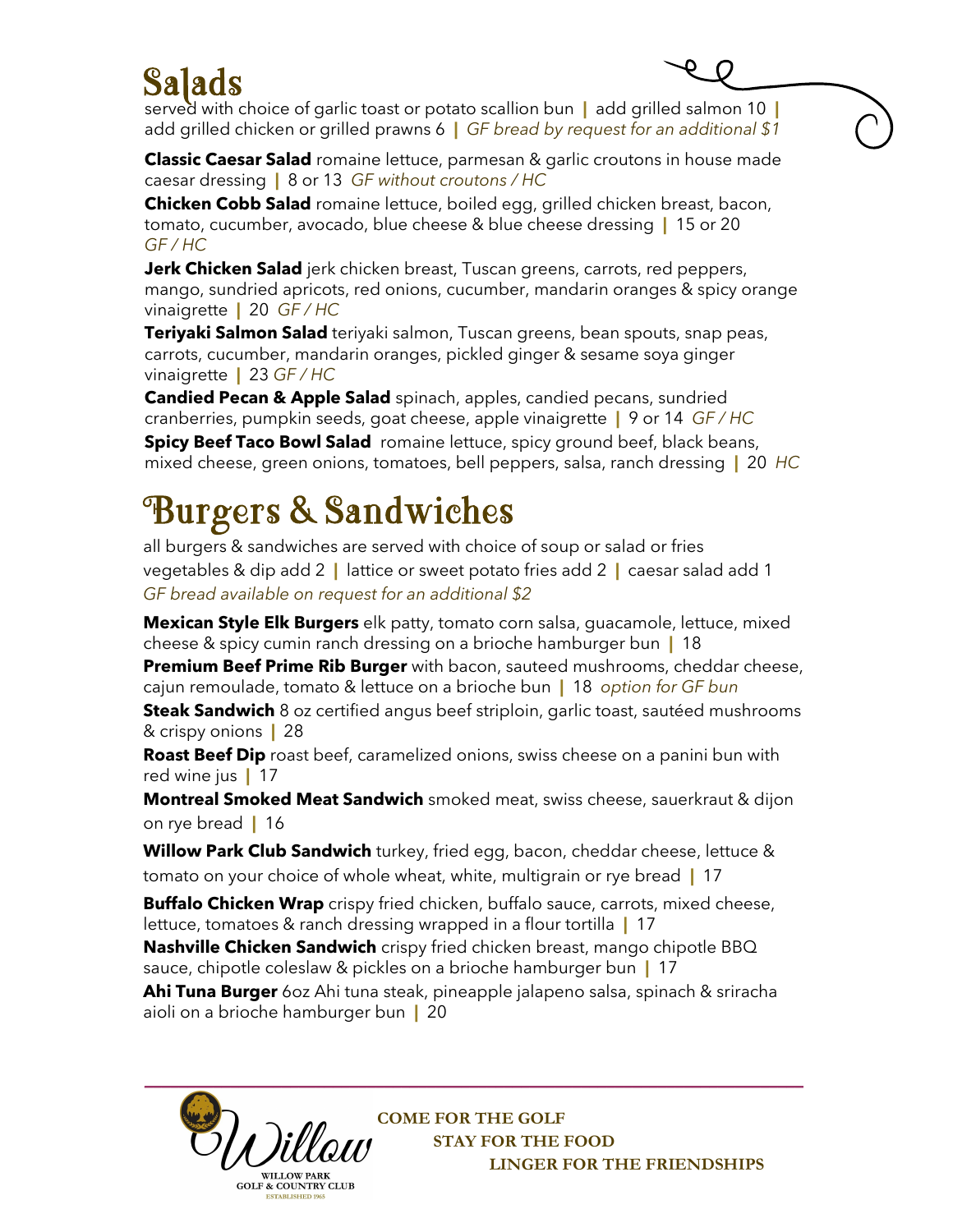# Salads

served with choice of garlic toast or potato scallion bun | add grilled salmon 10 | add grilled chicken or grilled prawns 6 | *GF bread by request for an additional $1*

**Classic Caesar Salad** romaine lettuce, parmesan & garlic croutons in house made caesar dressing | 8 or 13 *GF without croutons / HC*

**Chicken Cobb Salad** romaine lettuce, boiled egg, grilled chicken breast, bacon, tomato, cucumber, avocado, blue cheese & blue cheese dressing | 15 or 20 *GF / HC*

**Jerk Chicken Salad** jerk chicken breast, Tuscan greens, carrots, red peppers, mango, sundried apricots, red onions, cucumber, mandarin oranges & spicy orange vinaigrette | 20 *GF / HC*

**Teriyaki Salmon Salad** teriyaki salmon, Tuscan greens, bean spouts, snap peas, carrots, cucumber, mandarin oranges, pickled ginger & sesame soya ginger vinaigrette | 23 *GF / HC*

**Candied Pecan & Apple Salad** spinach, apples, candied pecans, sundried cranberries, pumpkin seeds, goat cheese, apple vinaigrette | 9 or 14 *GF / HC*

**Spicy Beef Taco Bowl Salad** romaine lettuce, spicy ground beef, black beans, mixed cheese, green onions, tomatoes, bell peppers, salsa, ranch dressing | 20 *HC*

# Burgers & Sandwiches

all burgers & sandwiches are served with choice of soup or salad or fries
vegetables & dip add 2 | lattice or sweet potato fries add 2 | caesar salad add 1
*GF bread available on request for an additional $2*

**Mexican Style Elk Burgers** elk patty, tomato corn salsa, guacamole, lettuce, mixed cheese & spicy cumin ranch dressing on a brioche hamburger bun | 18

**Premium Beef Prime Rib Burger** with bacon, sauteed mushrooms, cheddar cheese, cajun remoulade, tomato & lettuce on a brioche bun | 18 *option for GF bun*

**Steak Sandwich** 8 oz certified angus beef striploin, garlic toast, sautéed mushrooms & crispy onions | 28

**Roast Beef Dip** roast beef, caramelized onions, swiss cheese on a panini bun with red wine jus | 17

**Montreal Smoked Meat Sandwich** smoked meat, swiss cheese, sauerkraut & dijon on rye bread | 16

**Willow Park Club Sandwich** turkey, fried egg, bacon, cheddar cheese, lettuce & tomato on your choice of whole wheat, white, multigrain or rye bread | 17

**Buffalo Chicken Wrap** crispy fried chicken, buffalo sauce, carrots, mixed cheese, lettuce, tomatoes & ranch dressing wrapped in a flour tortilla | 17

**Nashville Chicken Sandwich** crispy fried chicken breast, mango chipotle BBQ sauce, chipotle coleslaw & pickles on a brioche hamburger bun | 17

**Ahi Tuna Burger** 6oz Ahi tuna steak, pineapple jalapeno salsa, spinach & sriracha aioli on a brioche hamburger bun | 20

Willow — WILLOW PARK GOLF & COUNTRY CLUB — ESTABLISHED 1965

**COME FOR THE GOLF**
**STAY FOR THE FOOD**
**LINGER FOR THE FRIENDSHIPS**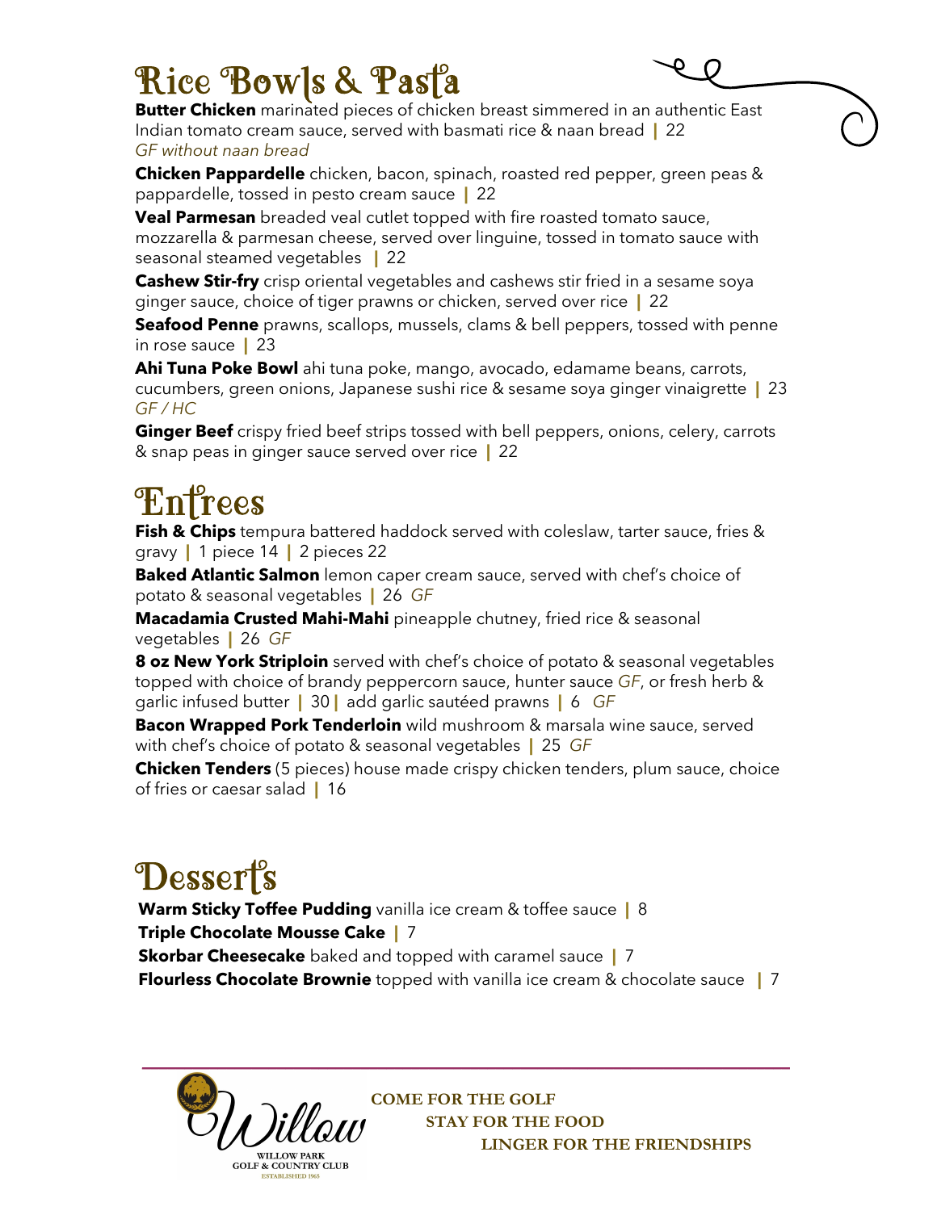# Rice Bowls & Pasta

**Butter Chicken** marinated pieces of chicken breast simmered in an authentic East Indian tomato cream sauce, served with basmati rice & naan bread | 22
*GF without naan bread*

**Chicken Pappardelle** chicken, bacon, spinach, roasted red pepper, green peas & pappardelle, tossed in pesto cream sauce | 22

**Veal Parmesan** breaded veal cutlet topped with fire roasted tomato sauce, mozzarella & parmesan cheese, served over linguine, tossed in tomato sauce with seasonal steamed vegetables | 22

**Cashew Stir-fry** crisp oriental vegetables and cashews stir fried in a sesame soya ginger sauce, choice of tiger prawns or chicken, served over rice | 22

**Seafood Penne** prawns, scallops, mussels, clams & bell peppers, tossed with penne in rose sauce | 23

**Ahi Tuna Poke Bowl** ahi tuna poke, mango, avocado, edamame beans, carrots, cucumbers, green onions, Japanese sushi rice & sesame soya ginger vinaigrette | 23
*GF / HC*

**Ginger Beef** crispy fried beef strips tossed with bell peppers, onions, celery, carrots & snap peas in ginger sauce served over rice | 22

# Entrees

**Fish & Chips** tempura battered haddock served with coleslaw, tarter sauce, fries & gravy | 1 piece 14 | 2 pieces 22

**Baked Atlantic Salmon** lemon caper cream sauce, served with chef's choice of potato & seasonal vegetables | 26 *GF*

**Macadamia Crusted Mahi-Mahi** pineapple chutney, fried rice & seasonal vegetables | 26 *GF*

**8 oz New York Striploin** served with chef's choice of potato & seasonal vegetables topped with choice of brandy peppercorn sauce, hunter sauce *GF*, or fresh herb & garlic infused butter | 30 | add garlic sautéed prawns | 6 *GF*

**Bacon Wrapped Pork Tenderloin** wild mushroom & marsala wine sauce, served with chef's choice of potato & seasonal vegetables | 25 *GF*

**Chicken Tenders** (5 pieces) house made crispy chicken tenders, plum sauce, choice of fries or caesar salad | 16

# Desserts

**Warm Sticky Toffee Pudding** vanilla ice cream & toffee sauce | 8
**Triple Chocolate Mousse Cake** | 7
**Skorbar Cheesecake** baked and topped with caramel sauce | 7
**Flourless Chocolate Brownie** topped with vanilla ice cream & chocolate sauce | 7

Willow
WILLOW PARK GOLF & COUNTRY CLUB
ESTABLISHED 1965

**COME FOR THE GOLF**
**STAY FOR THE FOOD**
**LINGER FOR THE FRIENDSHIPS**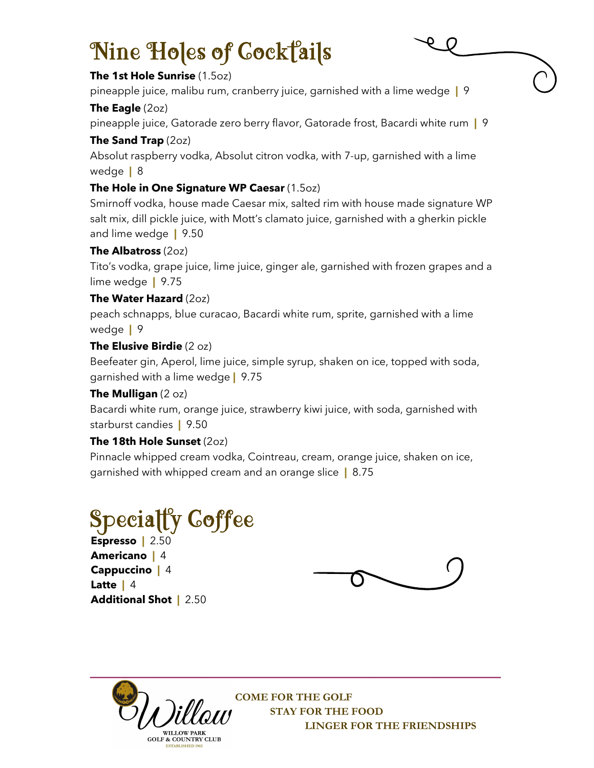# Nine Holes of Cocktails

**The 1st Hole Sunrise** (1.5oz)
pineapple juice, malibu rum, cranberry juice, garnished with a lime wedge | 9

**The Eagle** (2oz)
pineapple juice, Gatorade zero berry flavor, Gatorade frost, Bacardi white rum | 9

**The Sand Trap** (2oz)
Absolut raspberry vodka, Absolut citron vodka, with 7-up, garnished with a lime wedge | 8

**The Hole in One Signature WP Caesar** (1.5oz)
Smirnoff vodka, house made Caesar mix, salted rim with house made signature WP salt mix, dill pickle juice, with Mott's clamato juice, garnished with a gherkin pickle and lime wedge | 9.50

**The Albatross** (2oz)
Tito's vodka, grape juice, lime juice, ginger ale, garnished with frozen grapes and a lime wedge | 9.75

**The Water Hazard** (2oz)
peach schnapps, blue curacao, Bacardi white rum, sprite, garnished with a lime wedge | 9

**The Elusive Birdie** (2 oz)
Beefeater gin, Aperol, lime juice, simple syrup, shaken on ice, topped with soda, garnished with a lime wedge | 9.75

**The Mulligan** (2 oz)
Bacardi white rum, orange juice, strawberry kiwi juice, with soda, garnished with starburst candies | 9.50

**The 18th Hole Sunset** (2oz)
Pinnacle whipped cream vodka, Cointreau, cream, orange juice, shaken on ice, garnished with whipped cream and an orange slice | 8.75

# Specialty Coffee

**Espresso** | 2.50
**Americano** | 4
**Cappuccino** | 4
**Latte** | 4
**Additional Shot** | 2.50

Willow
WILLOW PARK
GOLF & COUNTRY CLUB
ESTABLISHED 1965

COME FOR THE GOLF
STAY FOR THE FOOD
LINGER FOR THE FRIENDSHIPS